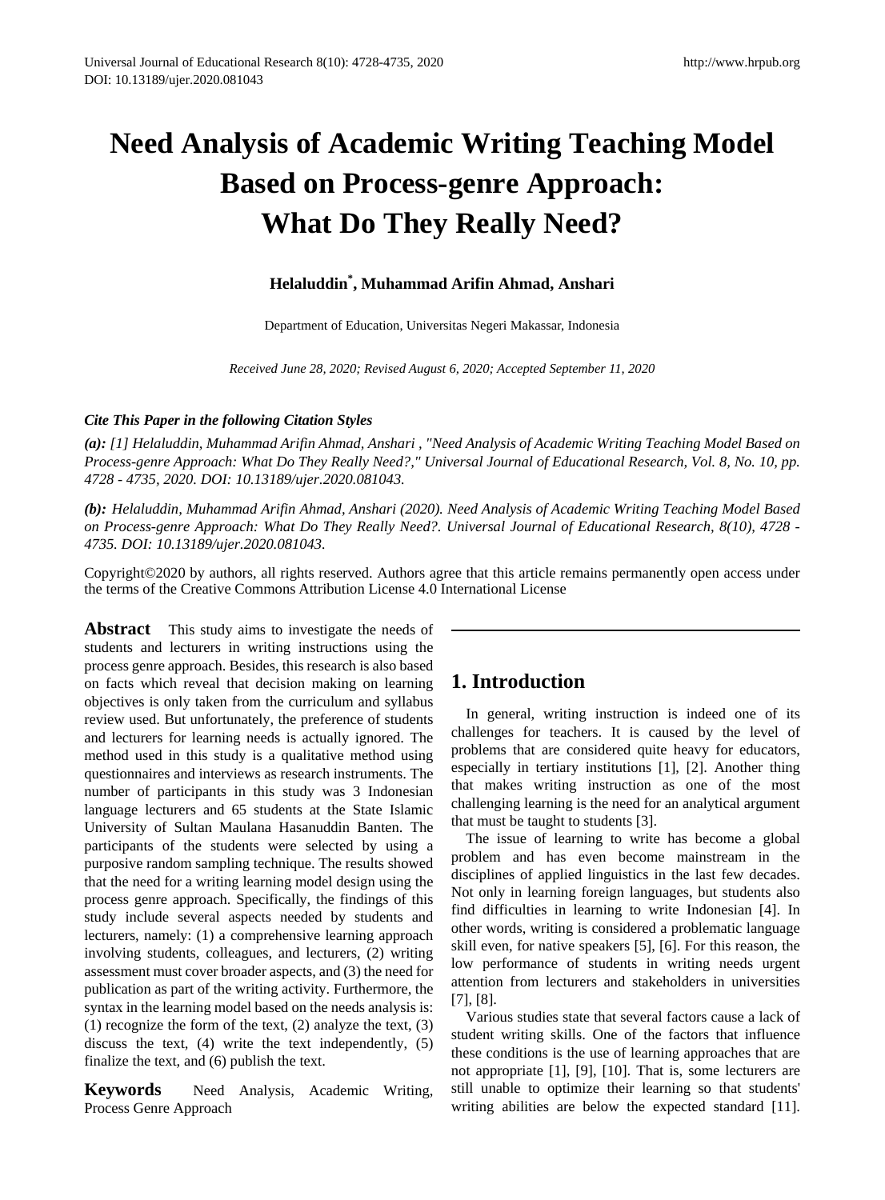# Need Analysis of Academic Writing Teaching Model Based on Process-genre Approach: What Do They Really Need?

**Helaluddin[*], Muhammad Arifin Ahmad, Anshari**

Department of Education, Universitas Negeri Makassar, Indonesia

*Received June 28, 2020; Revised August 6, 2020; Accepted September 11, 2020*

***Cite This Paper in the following Citation Styles***

***(a):*** *[1] Helaluddin, Muhammad Arifin Ahmad, Anshari , "Need Analysis of Academic Writing Teaching Model Based on Process-genre Approach: What Do They Really Need?," Universal Journal of Educational Research, Vol. 8, No. 10, pp. 4728 - 4735, 2020. DOI: 10.13189/ujer.2020.081043.*

***(b):*** *Helaluddin, Muhammad Arifin Ahmad, Anshari (2020). Need Analysis of Academic Writing Teaching Model Based on Process-genre Approach: What Do They Really Need?. Universal Journal of Educational Research, 8(10), 4728 - 4735. DOI: 10.13189/ujer.2020.081043.*

Copyright©2020 by authors, all rights reserved. Authors agree that this article remains permanently open access under the terms of the Creative Commons Attribution License 4.0 International License

**Abstract** This study aims to investigate the needs of students and lecturers in writing instructions using the process genre approach. Besides, this research is also based on facts which reveal that decision making on learning objectives is only taken from the curriculum and syllabus review used. But unfortunately, the preference of students and lecturers for learning needs is actually ignored. The method used in this study is a qualitative method using questionnaires and interviews as research instruments. The number of participants in this study was 3 Indonesian language lecturers and 65 students at the State Islamic University of Sultan Maulana Hasanuddin Banten. The participants of the students were selected by using a purposive random sampling technique. The results showed that the need for a writing learning model design using the process genre approach. Specifically, the findings of this study include several aspects needed by students and lecturers, namely: (1) a comprehensive learning approach involving students, colleagues, and lecturers, (2) writing assessment must cover broader aspects, and (3) the need for publication as part of the writing activity. Furthermore, the syntax in the learning model based on the needs analysis is: (1) recognize the form of the text, (2) analyze the text, (3) discuss the text, (4) write the text independently, (5) finalize the text, and (6) publish the text.

**Keywords** Need Analysis, Academic Writing, Process Genre Approach

## 1. Introduction

In general, writing instruction is indeed one of its challenges for teachers. It is caused by the level of problems that are considered quite heavy for educators, especially in tertiary institutions [1], [2]. Another thing that makes writing instruction as one of the most challenging learning is the need for an analytical argument that must be taught to students [3].

The issue of learning to write has become a global problem and has even become mainstream in the disciplines of applied linguistics in the last few decades. Not only in learning foreign languages, but students also find difficulties in learning to write Indonesian [4]. In other words, writing is considered a problematic language skill even, for native speakers [5], [6]. For this reason, the low performance of students in writing needs urgent attention from lecturers and stakeholders in universities [7], [8].

Various studies state that several factors cause a lack of student writing skills. One of the factors that influence these conditions is the use of learning approaches that are not appropriate [1], [9], [10]. That is, some lecturers are still unable to optimize their learning so that students' writing abilities are below the expected standard [11].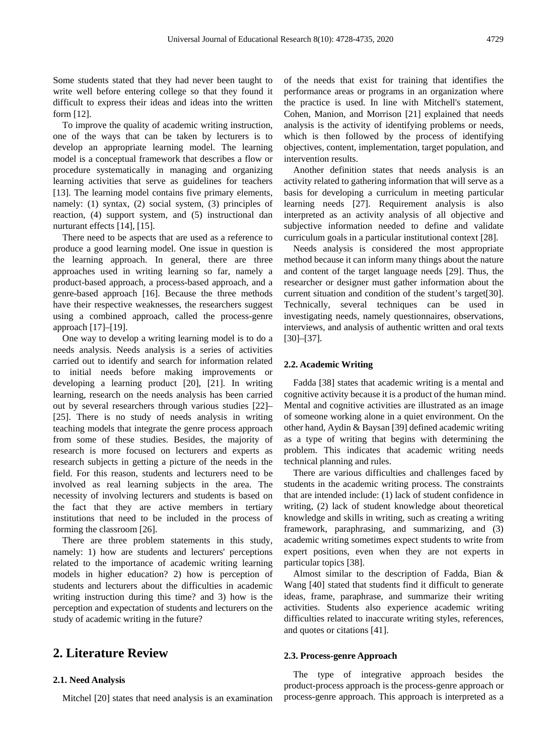Some students stated that they had never been taught to write well before entering college so that they found it difficult to express their ideas and ideas into the written form [12].

To improve the quality of academic writing instruction, one of the ways that can be taken by lecturers is to develop an appropriate learning model. The learning model is a conceptual framework that describes a flow or procedure systematically in managing and organizing learning activities that serve as guidelines for teachers [13]. The learning model contains five primary elements, namely: (1) syntax, (2) social system, (3) principles of reaction, (4) support system, and (5) instructional dan nurturant effects [14], [15].

There need to be aspects that are used as a reference to produce a good learning model. One issue in question is the learning approach. In general, there are three approaches used in writing learning so far, namely a product-based approach, a process-based approach, and a genre-based approach [16]. Because the three methods have their respective weaknesses, the researchers suggest using a combined approach, called the process-genre approach [17]–[19].

One way to develop a writing learning model is to do a needs analysis. Needs analysis is a series of activities carried out to identify and search for information related to initial needs before making improvements or developing a learning product [20], [21]. In writing learning, research on the needs analysis has been carried out by several researchers through various studies [22]–[25]. There is no study of needs analysis in writing teaching models that integrate the genre process approach from some of these studies. Besides, the majority of research is more focused on lecturers and experts as research subjects in getting a picture of the needs in the field. For this reason, students and lecturers need to be involved as real learning subjects in the area. The necessity of involving lecturers and students is based on the fact that they are active members in tertiary institutions that need to be included in the process of forming the classroom [26].

There are three problem statements in this study, namely: 1) how are students and lecturers' perceptions related to the importance of academic writing learning models in higher education? 2) how is perception of students and lecturers about the difficulties in academic writing instruction during this time? and 3) how is the perception and expectation of students and lecturers on the study of academic writing in the future?

# 2. Literature Review

### 2.1. Need Analysis

Mitchel [20] states that need analysis is an examination of the needs that exist for training that identifies the performance areas or programs in an organization where the practice is used. In line with Mitchell's statement, Cohen, Manion, and Morrison [21] explained that needs analysis is the activity of identifying problems or needs, which is then followed by the process of identifying objectives, content, implementation, target population, and intervention results.

Another definition states that needs analysis is an activity related to gathering information that will serve as a basis for developing a curriculum in meeting particular learning needs [27]. Requirement analysis is also interpreted as an activity analysis of all objective and subjective information needed to define and validate curriculum goals in a particular institutional context [28].

Needs analysis is considered the most appropriate method because it can inform many things about the nature and content of the target language needs [29]. Thus, the researcher or designer must gather information about the current situation and condition of the student's target[30]. Technically, several techniques can be used in investigating needs, namely questionnaires, observations, interviews, and analysis of authentic written and oral texts [30]–[37].

### 2.2. Academic Writing

Fadda [38] states that academic writing is a mental and cognitive activity because it is a product of the human mind. Mental and cognitive activities are illustrated as an image of someone working alone in a quiet environment. On the other hand, Aydin & Baysan [39] defined academic writing as a type of writing that begins with determining the problem. This indicates that academic writing needs technical planning and rules.

There are various difficulties and challenges faced by students in the academic writing process. The constraints that are intended include: (1) lack of student confidence in writing, (2) lack of student knowledge about theoretical knowledge and skills in writing, such as creating a writing framework, paraphrasing, and summarizing, and (3) academic writing sometimes expect students to write from expert positions, even when they are not experts in particular topics [38].

Almost similar to the description of Fadda, Bian & Wang [40] stated that students find it difficult to generate ideas, frame, paraphrase, and summarize their writing activities. Students also experience academic writing difficulties related to inaccurate writing styles, references, and quotes or citations [41].

### 2.3. Process-genre Approach

The type of integrative approach besides the product-process approach is the process-genre approach or process-genre approach. This approach is interpreted as a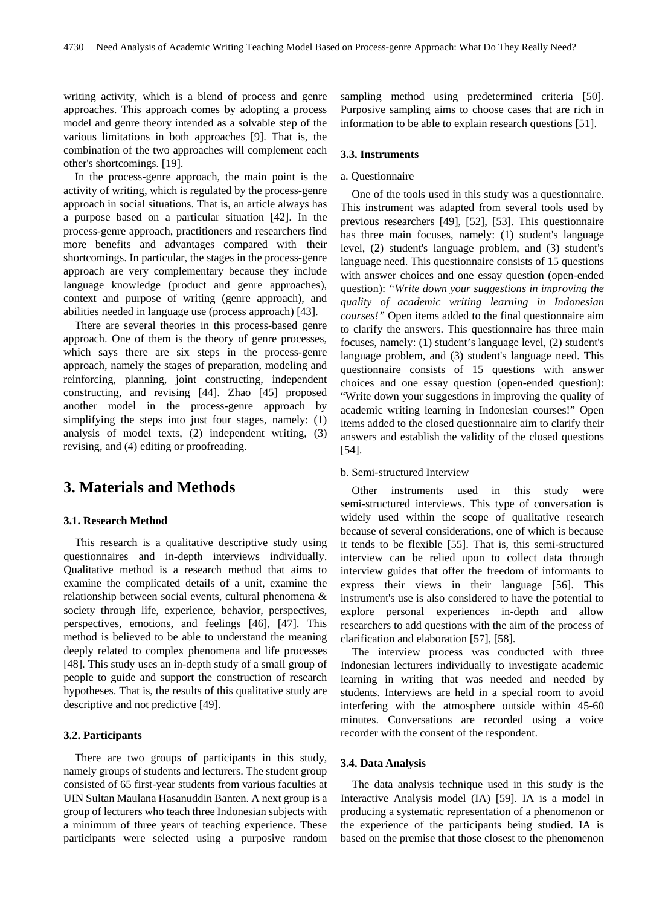writing activity, which is a blend of process and genre approaches. This approach comes by adopting a process model and genre theory intended as a solvable step of the various limitations in both approaches [9]. That is, the combination of the two approaches will complement each other's shortcomings. [19].

In the process-genre approach, the main point is the activity of writing, which is regulated by the process-genre approach in social situations. That is, an article always has a purpose based on a particular situation [42]. In the process-genre approach, practitioners and researchers find more benefits and advantages compared with their shortcomings. In particular, the stages in the process-genre approach are very complementary because they include language knowledge (product and genre approaches), context and purpose of writing (genre approach), and abilities needed in language use (process approach) [43].

There are several theories in this process-based genre approach. One of them is the theory of genre processes, which says there are six steps in the process-genre approach, namely the stages of preparation, modeling and reinforcing, planning, joint constructing, independent constructing, and revising [44]. Zhao [45] proposed another model in the process-genre approach by simplifying the steps into just four stages, namely: (1) analysis of model texts, (2) independent writing, (3) revising, and (4) editing or proofreading.

# 3. Materials and Methods

### 3.1. Research Method

This research is a qualitative descriptive study using questionnaires and in-depth interviews individually. Qualitative method is a research method that aims to examine the complicated details of a unit, examine the relationship between social events, cultural phenomena & society through life, experience, behavior, perspectives, perspectives, emotions, and feelings [46], [47]. This method is believed to be able to understand the meaning deeply related to complex phenomena and life processes [48]. This study uses an in-depth study of a small group of people to guide and support the construction of research hypotheses. That is, the results of this qualitative study are descriptive and not predictive [49].

### 3.2. Participants

There are two groups of participants in this study, namely groups of students and lecturers. The student group consisted of 65 first-year students from various faculties at UIN Sultan Maulana Hasanuddin Banten. A next group is a group of lecturers who teach three Indonesian subjects with a minimum of three years of teaching experience. These participants were selected using a purposive random sampling method using predetermined criteria [50]. Purposive sampling aims to choose cases that are rich in information to be able to explain research questions [51].

### 3.3. Instruments

a. Questionnaire

One of the tools used in this study was a questionnaire. This instrument was adapted from several tools used by previous researchers [49], [52], [53]. This questionnaire has three main focuses, namely: (1) student's language level, (2) student's language problem, and (3) student's language need. This questionnaire consists of 15 questions with answer choices and one essay question (open-ended question): *"Write down your suggestions in improving the quality of academic writing learning in Indonesian courses!"* Open items added to the final questionnaire aim to clarify the answers. This questionnaire has three main focuses, namely: (1) student's language level, (2) student's language problem, and (3) student's language need. This questionnaire consists of 15 questions with answer choices and one essay question (open-ended question): "Write down your suggestions in improving the quality of academic writing learning in Indonesian courses!" Open items added to the closed questionnaire aim to clarify their answers and establish the validity of the closed questions [54].

b. Semi-structured Interview

Other instruments used in this study were semi-structured interviews. This type of conversation is widely used within the scope of qualitative research because of several considerations, one of which is because it tends to be flexible [55]. That is, this semi-structured interview can be relied upon to collect data through interview guides that offer the freedom of informants to express their views in their language [56]. This instrument's use is also considered to have the potential to explore personal experiences in-depth and allow researchers to add questions with the aim of the process of clarification and elaboration [57], [58].

The interview process was conducted with three Indonesian lecturers individually to investigate academic learning in writing that was needed and needed by students. Interviews are held in a special room to avoid interfering with the atmosphere outside within 45-60 minutes. Conversations are recorded using a voice recorder with the consent of the respondent.

### 3.4. Data Analysis

The data analysis technique used in this study is the Interactive Analysis model (IA) [59]. IA is a model in producing a systematic representation of a phenomenon or the experience of the participants being studied. IA is based on the premise that those closest to the phenomenon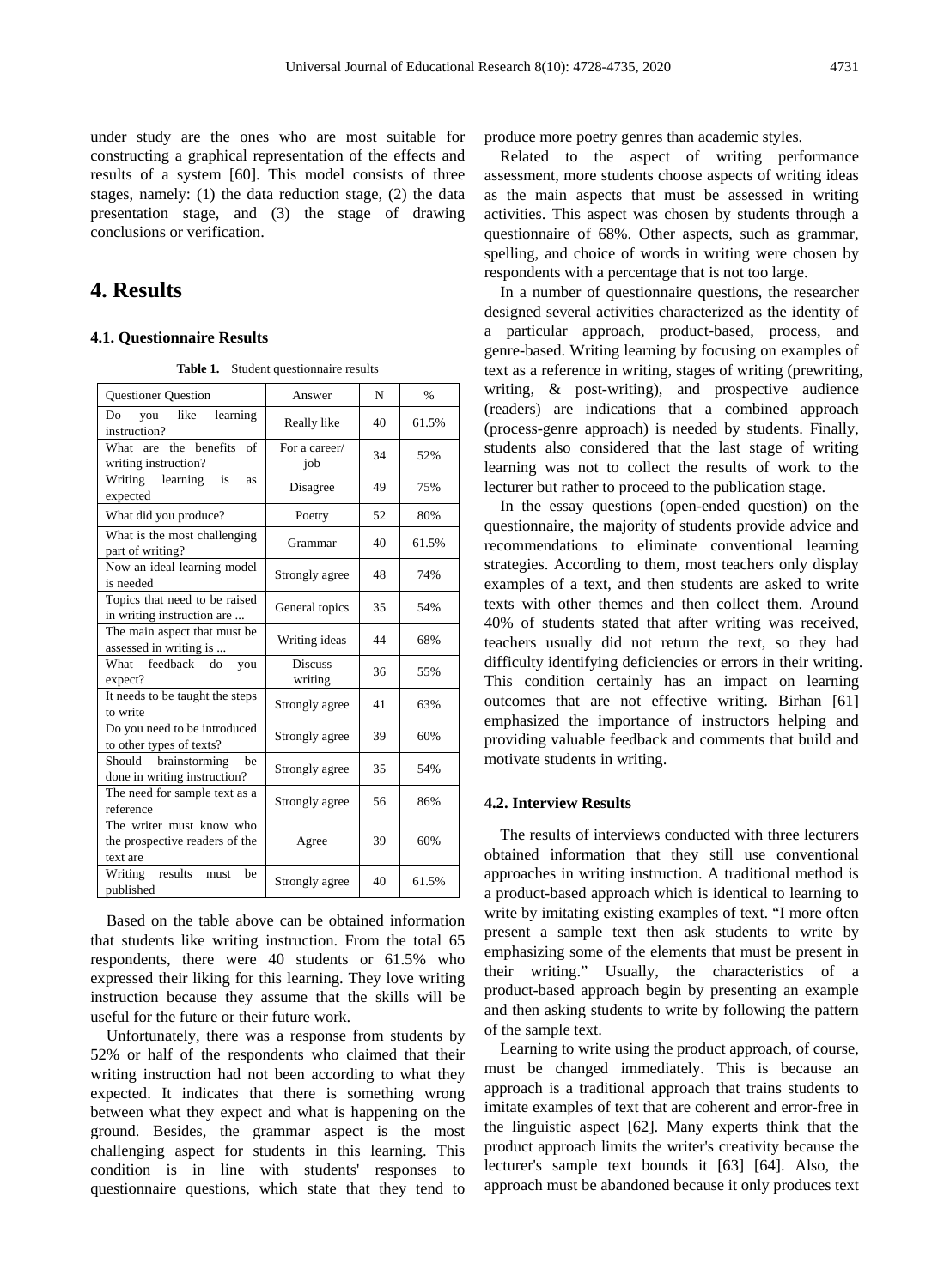under study are the ones who are most suitable for constructing a graphical representation of the effects and results of a system [60]. This model consists of three stages, namely: (1) the data reduction stage, (2) the data presentation stage, and (3) the stage of drawing conclusions or verification.

# 4. Results

### 4.1. Questionnaire Results

**Table 1.** Student questionnaire results

| Questioner Question | Answer | N | % |
|---|---|---|---|
| Do you like learning instruction? | Really like | 40 | 61.5% |
| What are the benefits of writing instruction? | For a career/ job | 34 | 52% |
| Writing learning is as expected | Disagree | 49 | 75% |
| What did you produce? | Poetry | 52 | 80% |
| What is the most challenging part of writing? | Grammar | 40 | 61.5% |
| Now an ideal learning model is needed | Strongly agree | 48 | 74% |
| Topics that need to be raised in writing instruction are ... | General topics | 35 | 54% |
| The main aspect that must be assessed in writing is ... | Writing ideas | 44 | 68% |
| What feedback do you expect? | Discuss writing | 36 | 55% |
| It needs to be taught the steps to write | Strongly agree | 41 | 63% |
| Do you need to be introduced to other types of texts? | Strongly agree | 39 | 60% |
| Should brainstorming be done in writing instruction? | Strongly agree | 35 | 54% |
| The need for sample text as a reference | Strongly agree | 56 | 86% |
| The writer must know who the prospective readers of the text are | Agree | 39 | 60% |
| Writing results must be published | Strongly agree | 40 | 61.5% |

Based on the table above can be obtained information that students like writing instruction. From the total 65 respondents, there were 40 students or 61.5% who expressed their liking for this learning. They love writing instruction because they assume that the skills will be useful for the future or their future work.

Unfortunately, there was a response from students by 52% or half of the respondents who claimed that their writing instruction had not been according to what they expected. It indicates that there is something wrong between what they expect and what is happening on the ground. Besides, the grammar aspect is the most challenging aspect for students in this learning. This condition is in line with students' responses to questionnaire questions, which state that they tend to produce more poetry genres than academic styles.

Related to the aspect of writing performance assessment, more students choose aspects of writing ideas as the main aspects that must be assessed in writing activities. This aspect was chosen by students through a questionnaire of 68%. Other aspects, such as grammar, spelling, and choice of words in writing were chosen by respondents with a percentage that is not too large.

In a number of questionnaire questions, the researcher designed several activities characterized as the identity of a particular approach, product-based, process, and genre-based. Writing learning by focusing on examples of text as a reference in writing, stages of writing (prewriting, writing, & post-writing), and prospective audience (readers) are indications that a combined approach (process-genre approach) is needed by students. Finally, students also considered that the last stage of writing learning was not to collect the results of work to the lecturer but rather to proceed to the publication stage.

In the essay questions (open-ended question) on the questionnaire, the majority of students provide advice and recommendations to eliminate conventional learning strategies. According to them, most teachers only display examples of a text, and then students are asked to write texts with other themes and then collect them. Around 40% of students stated that after writing was received, teachers usually did not return the text, so they had difficulty identifying deficiencies or errors in their writing. This condition certainly has an impact on learning outcomes that are not effective writing. Birhan [61] emphasized the importance of instructors helping and providing valuable feedback and comments that build and motivate students in writing.

### 4.2. Interview Results

The results of interviews conducted with three lecturers obtained information that they still use conventional approaches in writing instruction. A traditional method is a product-based approach which is identical to learning to write by imitating existing examples of text. "I more often present a sample text then ask students to write by emphasizing some of the elements that must be present in their writing." Usually, the characteristics of a product-based approach begin by presenting an example and then asking students to write by following the pattern of the sample text.

Learning to write using the product approach, of course, must be changed immediately. This is because an approach is a traditional approach that trains students to imitate examples of text that are coherent and error-free in the linguistic aspect [62]. Many experts think that the product approach limits the writer's creativity because the lecturer's sample text bounds it [63] [64]. Also, the approach must be abandoned because it only produces text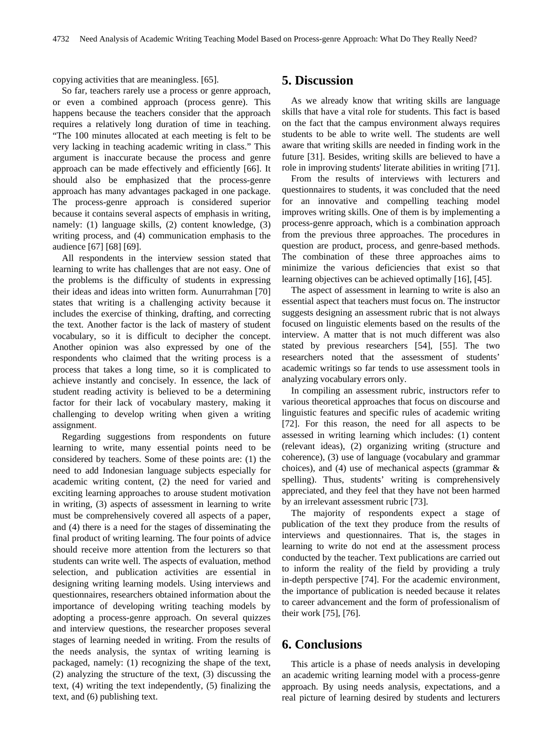copying activities that are meaningless. [65].

So far, teachers rarely use a process or genre approach, or even a combined approach (process genre). This happens because the teachers consider that the approach requires a relatively long duration of time in teaching. "The 100 minutes allocated at each meeting is felt to be very lacking in teaching academic writing in class." This argument is inaccurate because the process and genre approach can be made effectively and efficiently [66]. It should also be emphasized that the process-genre approach has many advantages packaged in one package. The process-genre approach is considered superior because it contains several aspects of emphasis in writing, namely: (1) language skills, (2) content knowledge, (3) writing process, and (4) communication emphasis to the audience [67] [68] [69].

All respondents in the interview session stated that learning to write has challenges that are not easy. One of the problems is the difficulty of students in expressing their ideas and ideas into written form. Aunurrahman [70] states that writing is a challenging activity because it includes the exercise of thinking, drafting, and correcting the text. Another factor is the lack of mastery of student vocabulary, so it is difficult to decipher the concept. Another opinion was also expressed by one of the respondents who claimed that the writing process is a process that takes a long time, so it is complicated to achieve instantly and concisely. In essence, the lack of student reading activity is believed to be a determining factor for their lack of vocabulary mastery, making it challenging to develop writing when given a writing assignment.

Regarding suggestions from respondents on future learning to write, many essential points need to be considered by teachers. Some of these points are: (1) the need to add Indonesian language subjects especially for academic writing content, (2) the need for varied and exciting learning approaches to arouse student motivation in writing, (3) aspects of assessment in learning to write must be comprehensively covered all aspects of a paper, and (4) there is a need for the stages of disseminating the final product of writing learning. The four points of advice should receive more attention from the lecturers so that students can write well. The aspects of evaluation, method selection, and publication activities are essential in designing writing learning models. Using interviews and questionnaires, researchers obtained information about the importance of developing writing teaching models by adopting a process-genre approach. On several quizzes and interview questions, the researcher proposes several stages of learning needed in writing. From the results of the needs analysis, the syntax of writing learning is packaged, namely: (1) recognizing the shape of the text, (2) analyzing the structure of the text, (3) discussing the text, (4) writing the text independently, (5) finalizing the text, and (6) publishing text.

# 5. Discussion

As we already know that writing skills are language skills that have a vital role for students. This fact is based on the fact that the campus environment always requires students to be able to write well. The students are well aware that writing skills are needed in finding work in the future [31]. Besides, writing skills are believed to have a role in improving students' literate abilities in writing [71].

From the results of interviews with lecturers and questionnaires to students, it was concluded that the need for an innovative and compelling teaching model improves writing skills. One of them is by implementing a process-genre approach, which is a combination approach from the previous three approaches. The procedures in question are product, process, and genre-based methods. The combination of these three approaches aims to minimize the various deficiencies that exist so that learning objectives can be achieved optimally [16], [45].

The aspect of assessment in learning to write is also an essential aspect that teachers must focus on. The instructor suggests designing an assessment rubric that is not always focused on linguistic elements based on the results of the interview. A matter that is not much different was also stated by previous researchers [54], [55]. The two researchers noted that the assessment of students' academic writings so far tends to use assessment tools in analyzing vocabulary errors only.

In compiling an assessment rubric, instructors refer to various theoretical approaches that focus on discourse and linguistic features and specific rules of academic writing [72]. For this reason, the need for all aspects to be assessed in writing learning which includes: (1) content (relevant ideas), (2) organizing writing (structure and coherence), (3) use of language (vocabulary and grammar choices), and (4) use of mechanical aspects (grammar & spelling). Thus, students' writing is comprehensively appreciated, and they feel that they have not been harmed by an irrelevant assessment rubric [73].

The majority of respondents expect a stage of publication of the text they produce from the results of interviews and questionnaires. That is, the stages in learning to write do not end at the assessment process conducted by the teacher. Text publications are carried out to inform the reality of the field by providing a truly in-depth perspective [74]. For the academic environment, the importance of publication is needed because it relates to career advancement and the form of professionalism of their work [75], [76].

# 6. Conclusions

This article is a phase of needs analysis in developing an academic writing learning model with a process-genre approach. By using needs analysis, expectations, and a real picture of learning desired by students and lecturers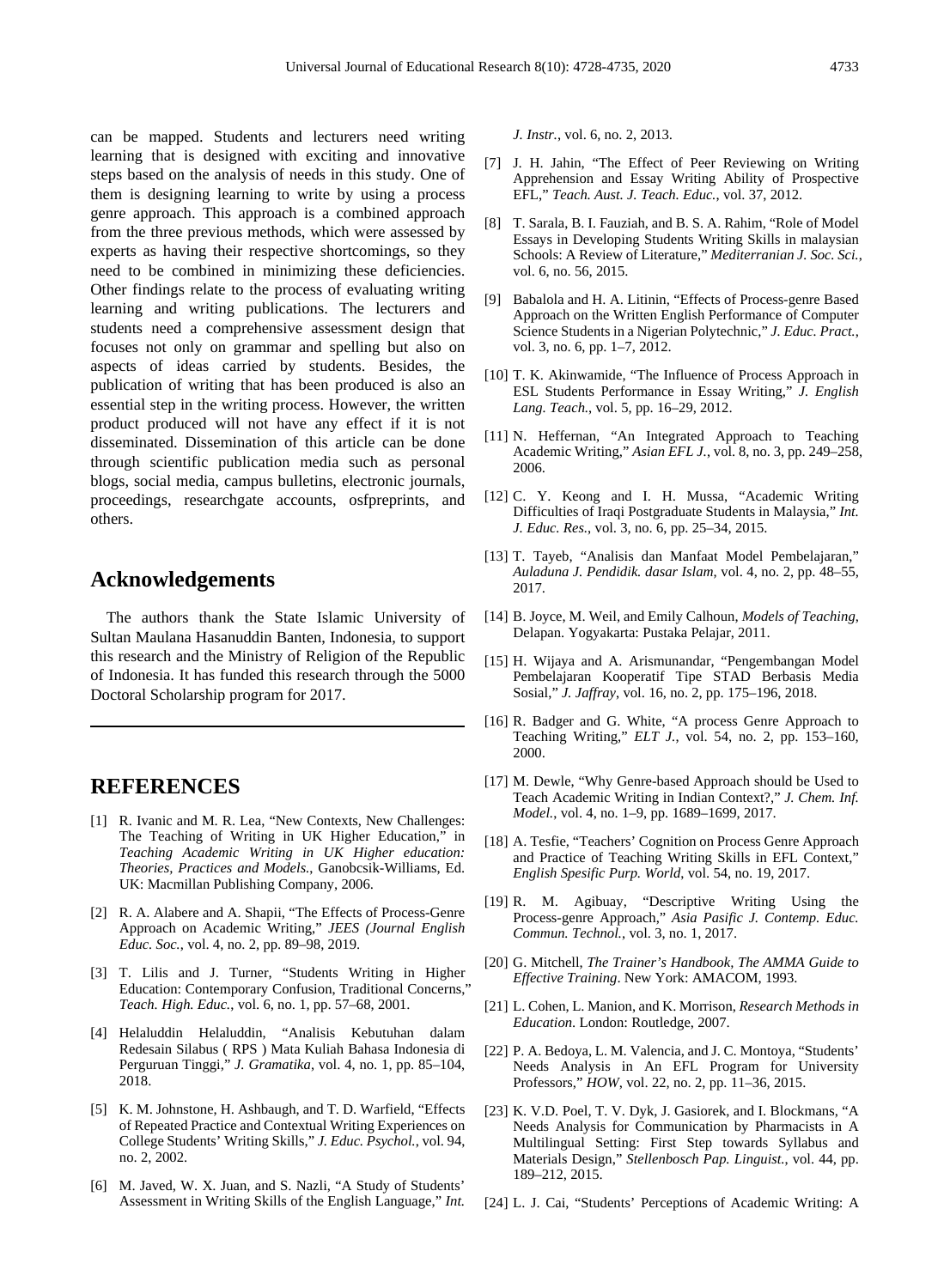can be mapped. Students and lecturers need writing learning that is designed with exciting and innovative steps based on the analysis of needs in this study. One of them is designing learning to write by using a process genre approach. This approach is a combined approach from the three previous methods, which were assessed by experts as having their respective shortcomings, so they need to be combined in minimizing these deficiencies. Other findings relate to the process of evaluating writing learning and writing publications. The lecturers and students need a comprehensive assessment design that focuses not only on grammar and spelling but also on aspects of ideas carried by students. Besides, the publication of writing that has been produced is also an essential step in the writing process. However, the written product produced will not have any effect if it is not disseminated. Dissemination of this article can be done through scientific publication media such as personal blogs, social media, campus bulletins, electronic journals, proceedings, researchgate accounts, osfpreprints, and others.

## Acknowledgements

The authors thank the State Islamic University of Sultan Maulana Hasanuddin Banten, Indonesia, to support this research and the Ministry of Religion of the Republic of Indonesia. It has funded this research through the 5000 Doctoral Scholarship program for 2017.

## REFERENCES

[1] R. Ivanic and M. R. Lea, "New Contexts, New Challenges: The Teaching of Writing in UK Higher Education," in *Teaching Academic Writing in UK Higher education: Theories, Practices and Models.*, Ganobcsik-Williams, Ed. UK: Macmillan Publishing Company, 2006.

[2] R. A. Alabere and A. Shapii, "The Effects of Process-Genre Approach on Academic Writing," *JEES (Journal English Educ. Soc.*, vol. 4, no. 2, pp. 89–98, 2019.

[3] T. Lilis and J. Turner, "Students Writing in Higher Education: Contemporary Confusion, Traditional Concerns," *Teach. High. Educ.*, vol. 6, no. 1, pp. 57–68, 2001.

[4] Helaluddin Helaluddin, "Analisis Kebutuhan dalam Redesain Silabus ( RPS ) Mata Kuliah Bahasa Indonesia di Perguruan Tinggi," *J. Gramatika*, vol. 4, no. 1, pp. 85–104, 2018.

[5] K. M. Johnstone, H. Ashbaugh, and T. D. Warfield, "Effects of Repeated Practice and Contextual Writing Experiences on College Students' Writing Skills," *J. Educ. Psychol.*, vol. 94, no. 2, 2002.

[6] M. Javed, W. X. Juan, and S. Nazli, "A Study of Students' Assessment in Writing Skills of the English Language," *Int. J. Instr.*, vol. 6, no. 2, 2013.

[7] J. H. Jahin, "The Effect of Peer Reviewing on Writing Apprehension and Essay Writing Ability of Prospective EFL," *Teach. Aust. J. Teach. Educ.*, vol. 37, 2012.

[8] T. Sarala, B. I. Fauziah, and B. S. A. Rahim, "Role of Model Essays in Developing Students Writing Skills in malaysian Schools: A Review of Literature," *Mediterranian J. Soc. Sci.*, vol. 6, no. 56, 2015.

[9] Babalola and H. A. Litinin, "Effects of Process-genre Based Approach on the Written English Performance of Computer Science Students in a Nigerian Polytechnic," *J. Educ. Pract.*, vol. 3, no. 6, pp. 1–7, 2012.

[10] T. K. Akinwamide, "The Influence of Process Approach in ESL Students Performance in Essay Writing," *J. English Lang. Teach.*, vol. 5, pp. 16–29, 2012.

[11] N. Heffernan, "An Integrated Approach to Teaching Academic Writing," *Asian EFL J.*, vol. 8, no. 3, pp. 249–258, 2006.

[12] C. Y. Keong and I. H. Mussa, "Academic Writing Difficulties of Iraqi Postgraduate Students in Malaysia," *Int. J. Educ. Res.*, vol. 3, no. 6, pp. 25–34, 2015.

[13] T. Tayeb, "Analisis dan Manfaat Model Pembelajaran," *Auladuna J. Pendidik. dasar Islam*, vol. 4, no. 2, pp. 48–55, 2017.

[14] B. Joyce, M. Weil, and Emily Calhoun, *Models of Teaching*, Delapan. Yogyakarta: Pustaka Pelajar, 2011.

[15] H. Wijaya and A. Arismunandar, "Pengembangan Model Pembelajaran Kooperatif Tipe STAD Berbasis Media Sosial," *J. Jaffray*, vol. 16, no. 2, pp. 175–196, 2018.

[16] R. Badger and G. White, "A process Genre Approach to Teaching Writing," *ELT J.*, vol. 54, no. 2, pp. 153–160, 2000.

[17] M. Dewle, "Why Genre-based Approach should be Used to Teach Academic Writing in Indian Context?," *J. Chem. Inf. Model.*, vol. 4, no. 1–9, pp. 1689–1699, 2017.

[18] A. Tesfie, "Teachers' Cognition on Process Genre Approach and Practice of Teaching Writing Skills in EFL Context," *English Spesific Purp. World*, vol. 54, no. 19, 2017.

[19] R. M. Agibuay, "Descriptive Writing Using the Process-genre Approach," *Asia Pasific J. Contemp. Educ. Commun. Technol.*, vol. 3, no. 1, 2017.

[20] G. Mitchell, *The Trainer's Handbook, The AMMA Guide to Effective Training*. New York: AMACOM, 1993.

[21] L. Cohen, L. Manion, and K. Morrison, *Research Methods in Education*. London: Routledge, 2007.

[22] P. A. Bedoya, L. M. Valencia, and J. C. Montoya, "Students' Needs Analysis in An EFL Program for University Professors," *HOW*, vol. 22, no. 2, pp. 11–36, 2015.

[23] K. V.D. Poel, T. V. Dyk, J. Gasiorek, and I. Blockmans, "A Needs Analysis for Communication by Pharmacists in A Multilingual Setting: First Step towards Syllabus and Materials Design," *Stellenbosch Pap. Linguist.*, vol. 44, pp. 189–212, 2015.

[24] L. J. Cai, "Students' Perceptions of Academic Writing: A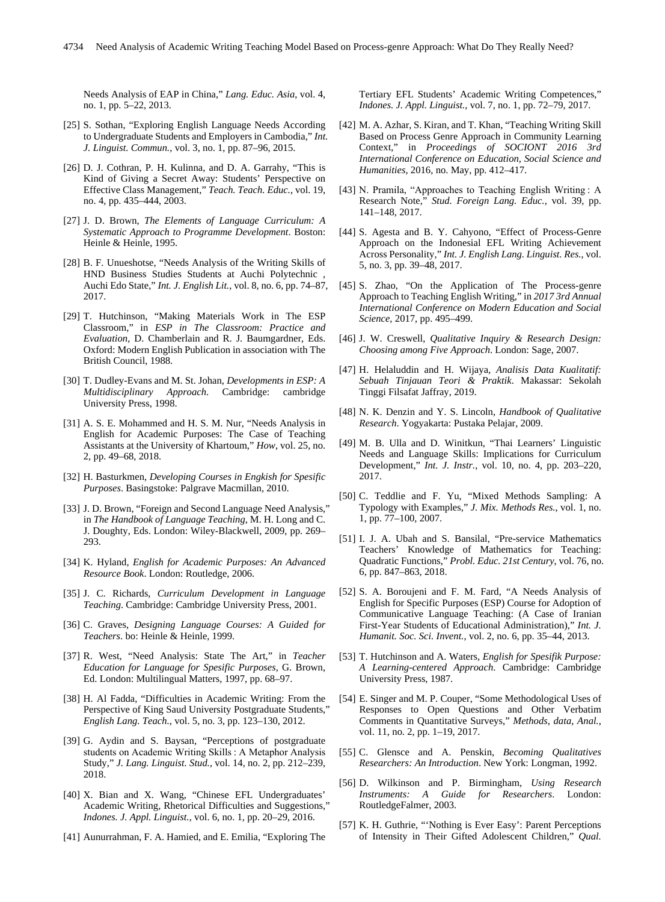Needs Analysis of EAP in China," *Lang. Educ. Asia*, vol. 4, no. 1, pp. 5–22, 2013.

[25] S. Sothan, "Exploring English Language Needs According to Undergraduate Students and Employers in Cambodia," *Int. J. Linguist. Commun.*, vol. 3, no. 1, pp. 87–96, 2015.

[26] D. J. Cothran, P. H. Kulinna, and D. A. Garrahy, "This is Kind of Giving a Secret Away: Students' Perspective on Effective Class Management," *Teach. Teach. Educ.*, vol. 19, no. 4, pp. 435–444, 2003.

[27] J. D. Brown, *The Elements of Language Curriculum: A Systematic Approach to Programme Development*. Boston: Heinle & Heinle, 1995.

[28] B. F. Unueshotse, "Needs Analysis of the Writing Skills of HND Business Studies Students at Auchi Polytechnic , Auchi Edo State," *Int. J. English Lit.*, vol. 8, no. 6, pp. 74–87, 2017.

[29] T. Hutchinson, "Making Materials Work in The ESP Classroom," in *ESP in The Classroom: Practice and Evaluation*, D. Chamberlain and R. J. Baumgardner, Eds. Oxford: Modern English Publication in association with The British Council, 1988.

[30] T. Dudley-Evans and M. St. Johan, *Developments in ESP: A Multidisciplinary Approach*. Cambridge: cambridge University Press, 1998.

[31] A. S. E. Mohammed and H. S. M. Nur, "Needs Analysis in English for Academic Purposes: The Case of Teaching Assistants at the University of Khartoum," *How*, vol. 25, no. 2, pp. 49–68, 2018.

[32] H. Basturkmen, *Developing Courses in Engkish for Spesific Purposes*. Basingstoke: Palgrave Macmillan, 2010.

[33] J. D. Brown, "Foreign and Second Language Need Analysis," in *The Handbook of Language Teaching*, M. H. Long and C. J. Doughty, Eds. London: Wiley-Blackwell, 2009, pp. 269–293.

[34] K. Hyland, *English for Academic Purposes: An Advanced Resource Book*. London: Routledge, 2006.

[35] J. C. Richards, *Curriculum Development in Language Teaching*. Cambridge: Cambridge University Press, 2001.

[36] C. Graves, *Designing Language Courses: A Guided for Teachers*. bo: Heinle & Heinle, 1999.

[37] R. West, "Need Analysis: State The Art," in *Teacher Education for Language for Spesific Purposes*, G. Brown, Ed. London: Multilingual Matters, 1997, pp. 68–97.

[38] H. Al Fadda, "Difficulties in Academic Writing: From the Perspective of King Saud University Postgraduate Students," *English Lang. Teach.*, vol. 5, no. 3, pp. 123–130, 2012.

[39] G. Aydin and S. Baysan, "Perceptions of postgraduate students on Academic Writing Skills : A Metaphor Analysis Study," *J. Lang. Linguist. Stud.*, vol. 14, no. 2, pp. 212–239, 2018.

[40] X. Bian and X. Wang, "Chinese EFL Undergraduates' Academic Writing, Rhetorical Difficulties and Suggestions," *Indones. J. Appl. Linguist.*, vol. 6, no. 1, pp. 20–29, 2016.

[41] Aunurrahman, F. A. Hamied, and E. Emilia, "Exploring The Tertiary EFL Students' Academic Writing Competences," *Indones. J. Appl. Linguist.*, vol. 7, no. 1, pp. 72–79, 2017.

[42] M. A. Azhar, S. Kiran, and T. Khan, "Teaching Writing Skill Based on Process Genre Approach in Community Learning Context," in *Proceedings of SOCIONT 2016 3rd International Conference on Education, Social Science and Humanities*, 2016, no. May, pp. 412–417.

[43] N. Pramila, "Approaches to Teaching English Writing : A Research Note," *Stud. Foreign Lang. Educ.*, vol. 39, pp. 141–148, 2017.

[44] S. Agesta and B. Y. Cahyono, "Effect of Process-Genre Approach on the Indonesial EFL Writing Achievement Across Personality," *Int. J. English Lang. Linguist. Res.*, vol. 5, no. 3, pp. 39–48, 2017.

[45] S. Zhao, "On the Application of The Process-genre Approach to Teaching English Writing," in *2017 3rd Annual International Conference on Modern Education and Social Science*, 2017, pp. 495–499.

[46] J. W. Creswell, *Qualitative Inquiry & Research Design: Choosing among Five Approach*. London: Sage, 2007.

[47] H. Helaluddin and H. Wijaya, *Analisis Data Kualitatif: Sebuah Tinjauan Teori & Praktik*. Makassar: Sekolah Tinggi Filsafat Jaffray, 2019.

[48] N. K. Denzin and Y. S. Lincoln, *Handbook of Qualitative Research*. Yogyakarta: Pustaka Pelajar, 2009.

[49] M. B. Ulla and D. Winitkun, "Thai Learners' Linguistic Needs and Language Skills: Implications for Curriculum Development," *Int. J. Instr.*, vol. 10, no. 4, pp. 203–220, 2017.

[50] C. Teddlie and F. Yu, "Mixed Methods Sampling: A Typology with Examples," *J. Mix. Methods Res.*, vol. 1, no. 1, pp. 77–100, 2007.

[51] I. J. A. Ubah and S. Bansilal, "Pre-service Mathematics Teachers' Knowledge of Mathematics for Teaching: Quadratic Functions," *Probl. Educ. 21st Century*, vol. 76, no. 6, pp. 847–863, 2018.

[52] S. A. Boroujeni and F. M. Fard, "A Needs Analysis of English for Specific Purposes (ESP) Course for Adoption of Communicative Language Teaching: (A Case of Iranian First-Year Students of Educational Administration)," *Int. J. Humanit. Soc. Sci. Invent.*, vol. 2, no. 6, pp. 35–44, 2013.

[53] T. Hutchinson and A. Waters, *English for Spesifik Purpose: A Learning-centered Approach*. Cambridge: Cambridge University Press, 1987.

[54] E. Singer and M. P. Couper, "Some Methodological Uses of Responses to Open Questions and Other Verbatim Comments in Quantitative Surveys," *Methods, data, Anal.*, vol. 11, no. 2, pp. 1–19, 2017.

[55] C. Glensce and A. Penskin, *Becoming Qualitatives Researchers: An Introduction*. New York: Longman, 1992.

[56] D. Wilkinson and P. Birmingham, *Using Research Instruments: A Guide for Researchers*. London: RoutledgeFalmer, 2003.

[57] K. H. Guthrie, "'Nothing is Ever Easy': Parent Perceptions of Intensity in Their Gifted Adolescent Children," *Qual.*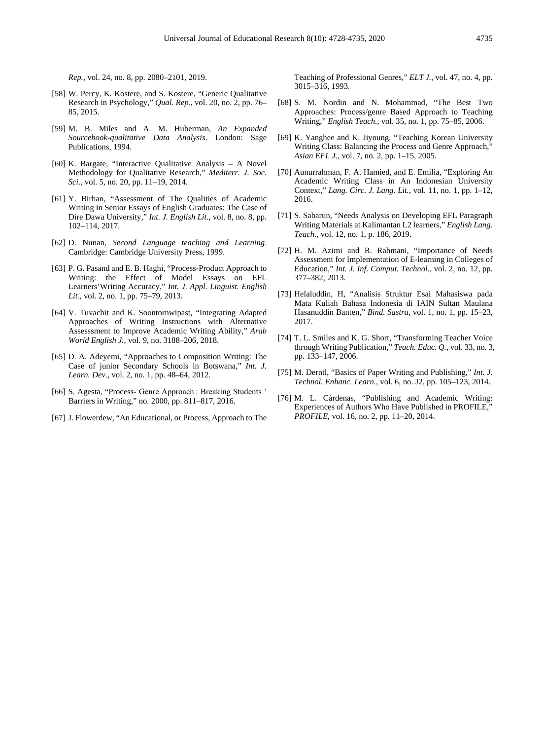*Rep.*, vol. 24, no. 8, pp. 2080–2101, 2019.

[58] W. Percy, K. Kostere, and S. Kostere, "Generic Qualitative Research in Psychology," *Qual. Rep.*, vol. 20, no. 2, pp. 76–85, 2015.

[59] M. B. Miles and A. M. Huberman, *An Expanded Sourcebook-qualitative Data Analysis*. London: Sage Publications, 1994.

[60] K. Bargate, "Interactive Qualitative Analysis – A Novel Methodology for Qualitative Research," *Mediterr. J. Soc. Sci.*, vol. 5, no. 20, pp. 11–19, 2014.

[61] Y. Birhan, "Assessment of The Qualities of Academic Writing in Senior Essays of English Graduates: The Case of Dire Dawa University," *Int. J. English Lit.*, vol. 8, no. 8, pp. 102–114, 2017.

[62] D. Nunan, *Second Language teaching and Learning*. Cambridge: Cambridge University Press, 1999.

[63] P. G. Pasand and E. B. Haghi, "Process-Product Approach to Writing: the Effect of Model Essays on EFL Learners'Writing Accuracy," *Int. J. Appl. Linguist. English Lit.*, vol. 2, no. 1, pp. 75–79, 2013.

[64] V. Tuvachit and K. Soontornwipast, "Integrating Adapted Approaches of Writing Instructions with Alternative Assesssment to Improve Academic Writing Ability," *Arab World English J.*, vol. 9, no. 3188–206, 2018.

[65] D. A. Adeyemi, "Approaches to Composition Writing: The Case of junior Secondary Schools in Botswana," *Int. J. Learn. Dev.*, vol. 2, no. 1, pp. 48–64, 2012.

[66] S. Agesta, "Process- Genre Approach : Breaking Students ' Barriers in Writing," no. 2000, pp. 811–817, 2016.

[67] J. Flowerdew, "An Educational, or Process, Approach to The Teaching of Professional Genres," *ELT J.*, vol. 47, no. 4, pp. 3015–316, 1993.

[68] S. M. Nordin and N. Mohammad, "The Best Two Approaches: Process/genre Based Approach to Teaching Writing," *English Teach.*, vol. 35, no. 1, pp. 75–85, 2006.

[69] K. Yanghee and K. Jiyoung, "Teaching Korean University Writing Class: Balancing the Process and Genre Approach," *Asian EFL J.*, vol. 7, no. 2, pp. 1–15, 2005.

[70] Aunurrahman, F. A. Hamied, and E. Emilia, "Exploring An Academic Writing Class in An Indonesian University Context," *Lang. Circ. J. Lang. Lit.*, vol. 11, no. 1, pp. 1–12, 2016.

[71] S. Sabarun, "Needs Analysis on Developing EFL Paragraph Writing Materials at Kalimantan L2 learners," *English Lang. Teach.*, vol. 12, no. 1, p. 186, 2019.

[72] H. M. Azimi and R. Rahmani, "Importance of Needs Assessment for Implementation of E-learning in Colleges of Education," *Int. J. Inf. Comput. Technol.*, vol. 2, no. 12, pp. 377–382, 2013.

[73] Helaluddin, H, "Analisis Struktur Esai Mahasiswa pada Mata Kuliah Bahasa Indonesia di IAIN Sultan Maulana Hasanuddin Banten," *Bind. Sastra*, vol. 1, no. 1, pp. 15–23, 2017.

[74] T. L. Smiles and K. G. Short, "Transforming Teacher Voice through Writing Publication," *Teach. Educ. Q.*, vol. 33, no. 3, pp. 133–147, 2006.

[75] M. Derntl, "Basics of Paper Writing and Publishing," *Int. J. Technol. Enhanc. Learn.*, vol. 6, no. J2, pp. 105–123, 2014.

[76] M. L. Cárdenas, "Publishing and Academic Writing: Experiences of Authors Who Have Published in PROFILE," *PROFILE*, vol. 16, no. 2, pp. 11–20, 2014.